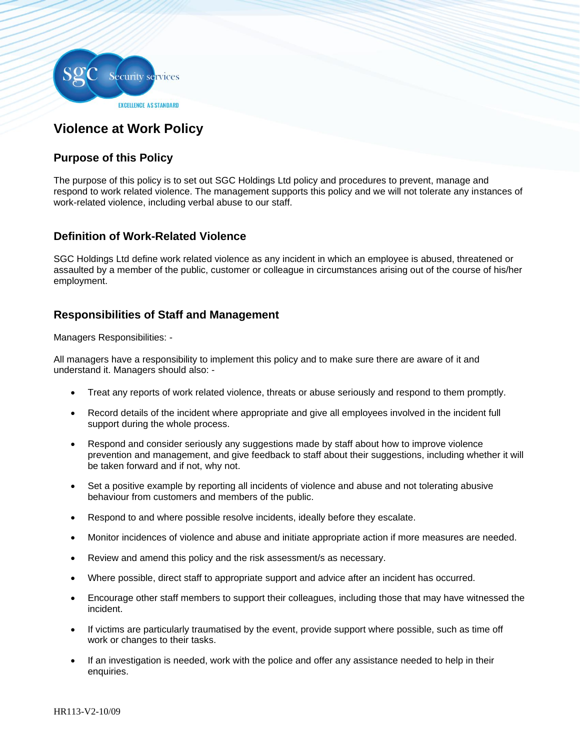# Violence at Work Policy

## Purpose of this Policy

The purpose of this policy is to set out SGC Holdings Ltd policy and procedures to prevent, manage and respond to work related violence. The management supports this policy and we will not tolerate any instances of work-related violence, including verbal abuse to our staff.

## Definition of Work-Related Violence

SGC Holdings Ltd define work related violence as any incident in which an employee is abused, threatened or assaulted by a member of the public, customer or colleague in circumstances arising out of the course of his/her employment.

## Responsibilities of Staff and Management

Managers Responsibilities: -

All managers have a responsibility to implement this policy and to make sure there are aware of it and understand it. Managers should also: -

- Treat any reports of work related violence, threats or abuse seriously and respond to them promptly.
- Record details of the incident where appropriate and give all employees involved in the incident full support during the whole process.
- Respond and consider seriously any suggestions made by staff about how to improve violence prevention and management, and give feedback to staff about their suggestions, including whether it will be taken forward and if not, why not.
- Set a positive example by reporting all incidents of violence and abuse and not tolerating abusive behaviour from customers and members of the public.
- Respond to and where possible resolve incidents, ideally before they escalate.
- Monitor incidences of violence and abuse and initiate appropriate action if more measures are needed.
- Review and amend this policy and the risk assessment/s as necessary.
- Where possible, direct staff to appropriate support and advice after an incident has occurred.
- Encourage other staff members to support their colleagues, including those that may have witnessed the incident.
- If victims are particularly traumatised by the event, provide support where possible, such as time off work or changes to their tasks.
- If an investigation is needed, work with the police and offer any assistance needed to help in their enquiries.

HR113-V2-10/09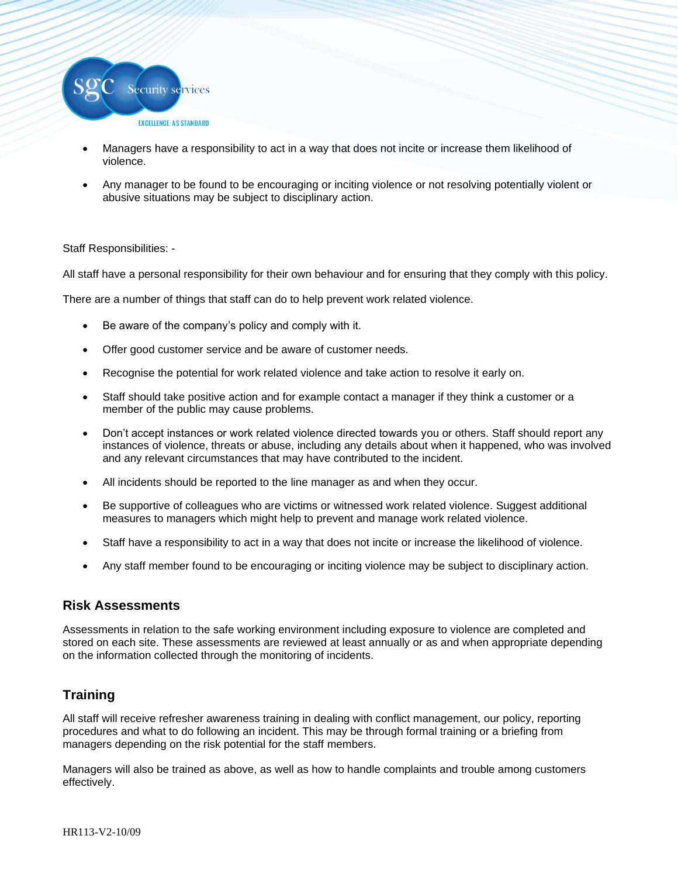- Managers have a responsibility to act in a way that does not incite or increase them likelihood of violence.
- Any manager to be found to be encouraging or inciting violence or not resolving potentially violent or abusive situations may be subject to disciplinary action.

Staff Responsibilities: -

All staff have a personal responsibility for their own behaviour and for ensuring that they comply with this policy.

There are a number of things that staff can do to help prevent work related violence.

- Be aware of the company's policy and comply with it.
- Offer good customer service and be aware of customer needs.
- Recognise the potential for work related violence and take action to resolve it early on.
- Staff should take positive action and for example contact a manager if they think a customer or a member of the public may cause problems.
- Don't accept instances or work related violence directed towards you or others. Staff should report any instances of violence, threats or abuse, including any details about when it happened, who was involved and any relevant circumstances that may have contributed to the incident.
- All incidents should be reported to the line manager as and when they occur.
- Be supportive of colleagues who are victims or witnessed work related violence. Suggest additional measures to managers which might help to prevent and manage work related violence.
- Staff have a responsibility to act in a way that does not incite or increase the likelihood of violence.
- Any staff member found to be encouraging or inciting violence may be subject to disciplinary action.

## Risk Assessments

Assessments in relation to the safe working environment including exposure to violence are completed and stored on each site. These assessments are reviewed at least annually or as and when appropriate depending on the information collected through the monitoring of incidents.

## Training

All staff will receive refresher awareness training in dealing with conflict management, our policy, reporting procedures and what to do following an incident. This may be through formal training or a briefing from managers depending on the risk potential for the staff members.

Managers will also be trained as above, as well as how to handle complaints and trouble among customers effectively.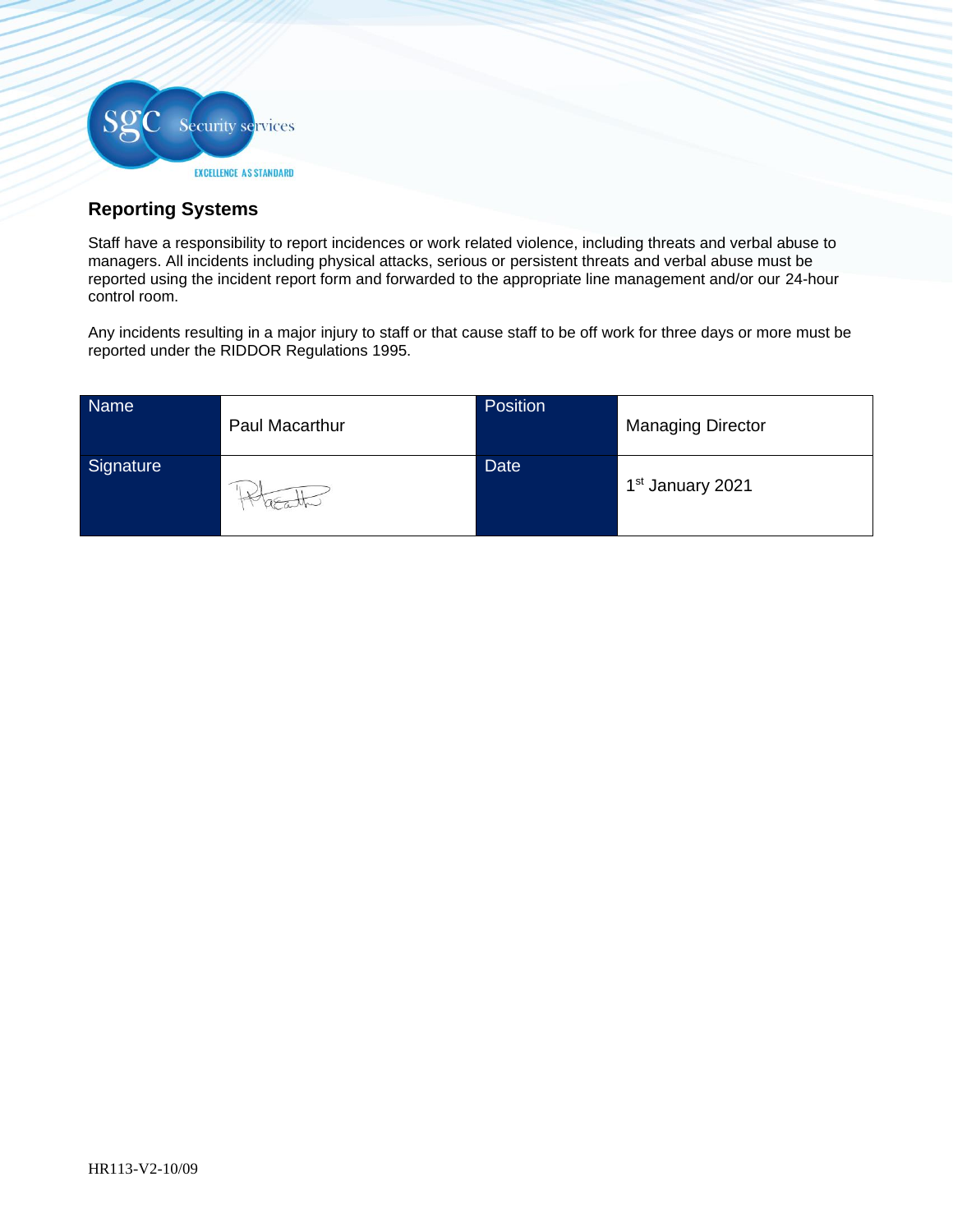## Reporting Systems

Staff have a responsibility to report incidences or work related violence, including threats and verbal abuse to managers. All incidents including physical attacks, serious or persistent threats and verbal abuse must be reported using the incident report form and forwarded to the appropriate line management and/or our 24-hour control room.

Any incidents resulting in a major injury to staff or that cause staff to be off work for three days or more must be reported under the RIDDOR Regulations 1995.

| | | | |
|---|---|---|---|
| Name | Paul Macarthur | Position | Managing Director |
| Signature | | Date | 1st January 2021 |

HR113-V2-10/09